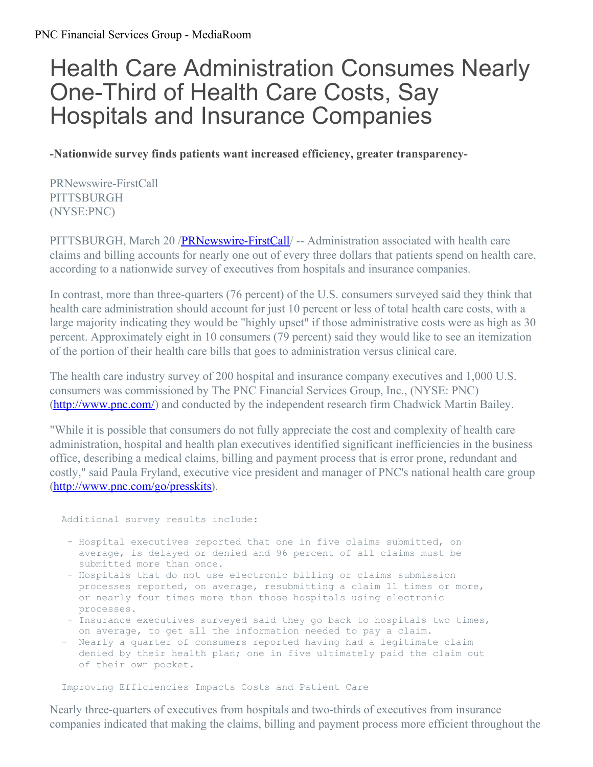PNC Financial Services Group - MediaRoom

# Health Care Administration Consumes Nearly One-Third of Health Care Costs, Say Hospitals and Insurance Companies

**-Nationwide survey finds patients want increased efficiency, greater transparency-**

PRNewswire-FirstCall
PITTSBURGH
(NYSE:PNC)

PITTSBURGH, March 20 /PRNewswire-FirstCall/ -- Administration associated with health care claims and billing accounts for nearly one out of every three dollars that patients spend on health care, according to a nationwide survey of executives from hospitals and insurance companies.

In contrast, more than three-quarters (76 percent) of the U.S. consumers surveyed said they think that health care administration should account for just 10 percent or less of total health care costs, with a large majority indicating they would be "highly upset" if those administrative costs were as high as 30 percent. Approximately eight in 10 consumers (79 percent) said they would like to see an itemization of the portion of their health care bills that goes to administration versus clinical care.

The health care industry survey of 200 hospital and insurance company executives and 1,000 U.S. consumers was commissioned by The PNC Financial Services Group, Inc., (NYSE: PNC) (http://www.pnc.com/) and conducted by the independent research firm Chadwick Martin Bailey.

"While it is possible that consumers do not fully appreciate the cost and complexity of health care administration, hospital and health plan executives identified significant inefficiencies in the business office, describing a medical claims, billing and payment process that is error prone, redundant and costly," said Paula Fryland, executive vice president and manager of PNC's national health care group (http://www.pnc.com/go/presskits).

Additional survey results include:

- Hospital executives reported that one in five claims submitted, on average, is delayed or denied and 96 percent of all claims must be submitted more than once.
- Hospitals that do not use electronic billing or claims submission processes reported, on average, resubmitting a claim 11 times or more, or nearly four times more than those hospitals using electronic processes.
- Insurance executives surveyed said they go back to hospitals two times, on average, to get all the information needed to pay a claim.
- Nearly a quarter of consumers reported having had a legitimate claim denied by their health plan; one in five ultimately paid the claim out of their own pocket.

Improving Efficiencies Impacts Costs and Patient Care

Nearly three-quarters of executives from hospitals and two-thirds of executives from insurance companies indicated that making the claims, billing and payment process more efficient throughout the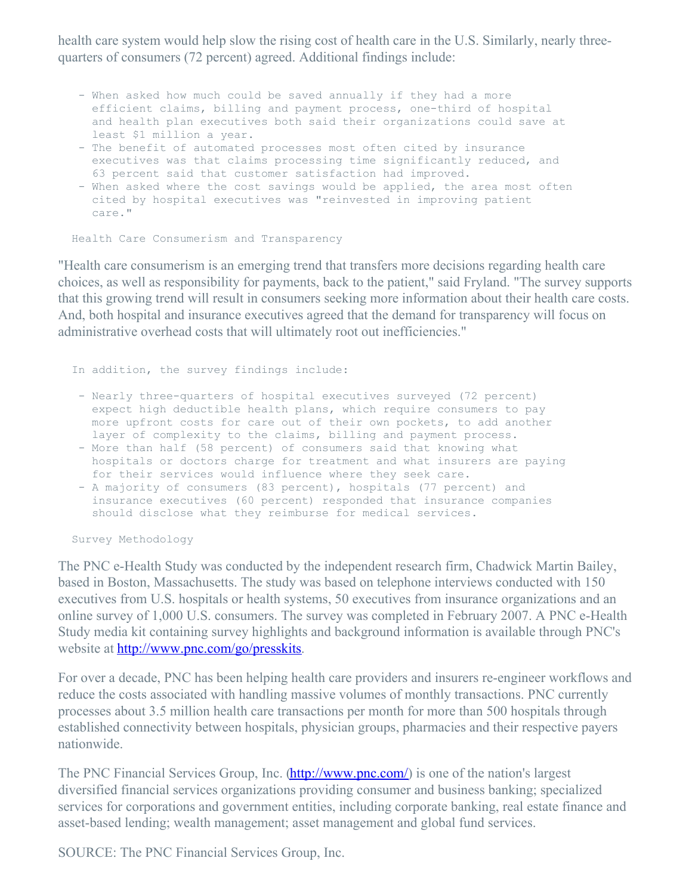health care system would help slow the rising cost of health care in the U.S. Similarly, nearly three-quarters of consumers (72 percent) agreed. Additional findings include:

- When asked how much could be saved annually if they had a more efficient claims, billing and payment process, one-third of hospital and health plan executives both said their organizations could save at least $1 million a year.
- The benefit of automated processes most often cited by insurance executives was that claims processing time significantly reduced, and 63 percent said that customer satisfaction had improved.
- When asked where the cost savings would be applied, the area most often cited by hospital executives was "reinvested in improving patient care."

## Health Care Consumerism and Transparency

"Health care consumerism is an emerging trend that transfers more decisions regarding health care choices, as well as responsibility for payments, back to the patient," said Fryland. "The survey supports that this growing trend will result in consumers seeking more information about their health care costs. And, both hospital and insurance executives agreed that the demand for transparency will focus on administrative overhead costs that will ultimately root out inefficiencies."

In addition, the survey findings include:

- Nearly three-quarters of hospital executives surveyed (72 percent) expect high deductible health plans, which require consumers to pay more upfront costs for care out of their own pockets, to add another layer of complexity to the claims, billing and payment process.
- More than half (58 percent) of consumers said that knowing what hospitals or doctors charge for treatment and what insurers are paying for their services would influence where they seek care.
- A majority of consumers (83 percent), hospitals (77 percent) and insurance executives (60 percent) responded that insurance companies should disclose what they reimburse for medical services.

## Survey Methodology

The PNC e-Health Study was conducted by the independent research firm, Chadwick Martin Bailey, based in Boston, Massachusetts. The study was based on telephone interviews conducted with 150 executives from U.S. hospitals or health systems, 50 executives from insurance organizations and an online survey of 1,000 U.S. consumers. The survey was completed in February 2007. A PNC e-Health Study media kit containing survey highlights and background information is available through PNC's website at http://www.pnc.com/go/presskits.

For over a decade, PNC has been helping health care providers and insurers re-engineer workflows and reduce the costs associated with handling massive volumes of monthly transactions. PNC currently processes about 3.5 million health care transactions per month for more than 500 hospitals through established connectivity between hospitals, physician groups, pharmacies and their respective payers nationwide.

The PNC Financial Services Group, Inc. (http://www.pnc.com/) is one of the nation's largest diversified financial services organizations providing consumer and business banking; specialized services for corporations and government entities, including corporate banking, real estate finance and asset-based lending; wealth management; asset management and global fund services.

SOURCE: The PNC Financial Services Group, Inc.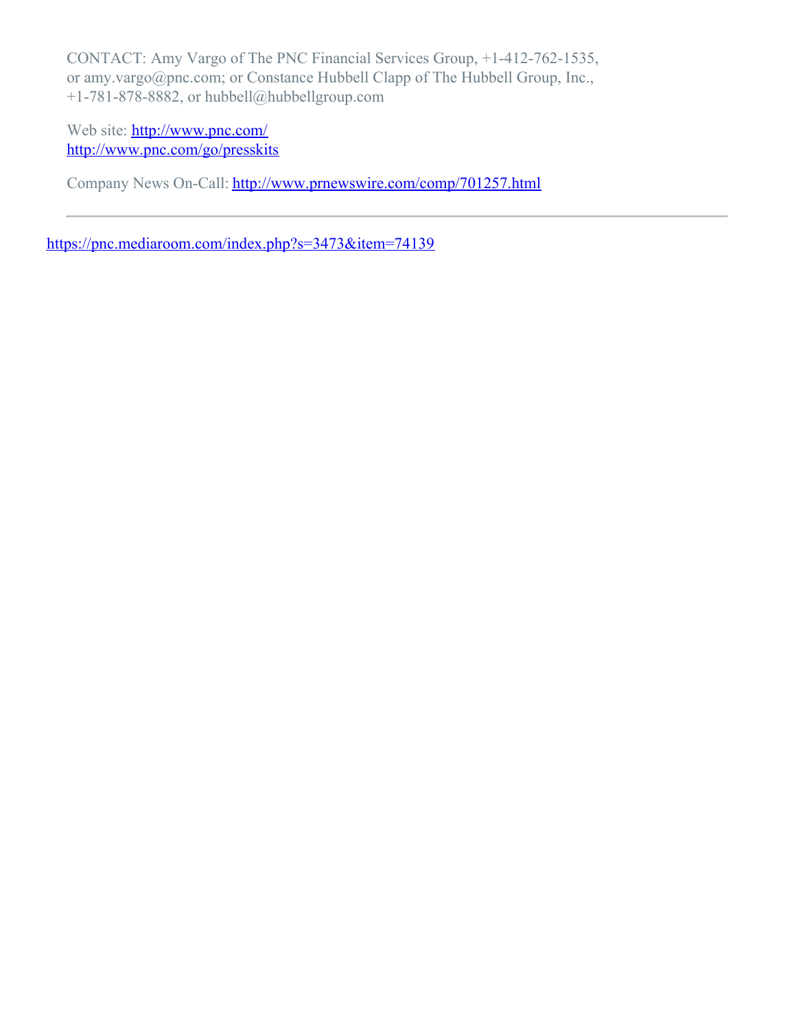CONTACT: Amy Vargo of The PNC Financial Services Group, +1-412-762-1535, or amy.vargo@pnc.com; or Constance Hubbell Clapp of The Hubbell Group, Inc., +1-781-878-8882, or hubbell@hubbellgroup.com

Web site: http://www.pnc.com/
http://www.pnc.com/go/presskits

Company News On-Call: http://www.prnewswire.com/comp/701257.html

---

https://pnc.mediaroom.com/index.php?s=3473&item=74139